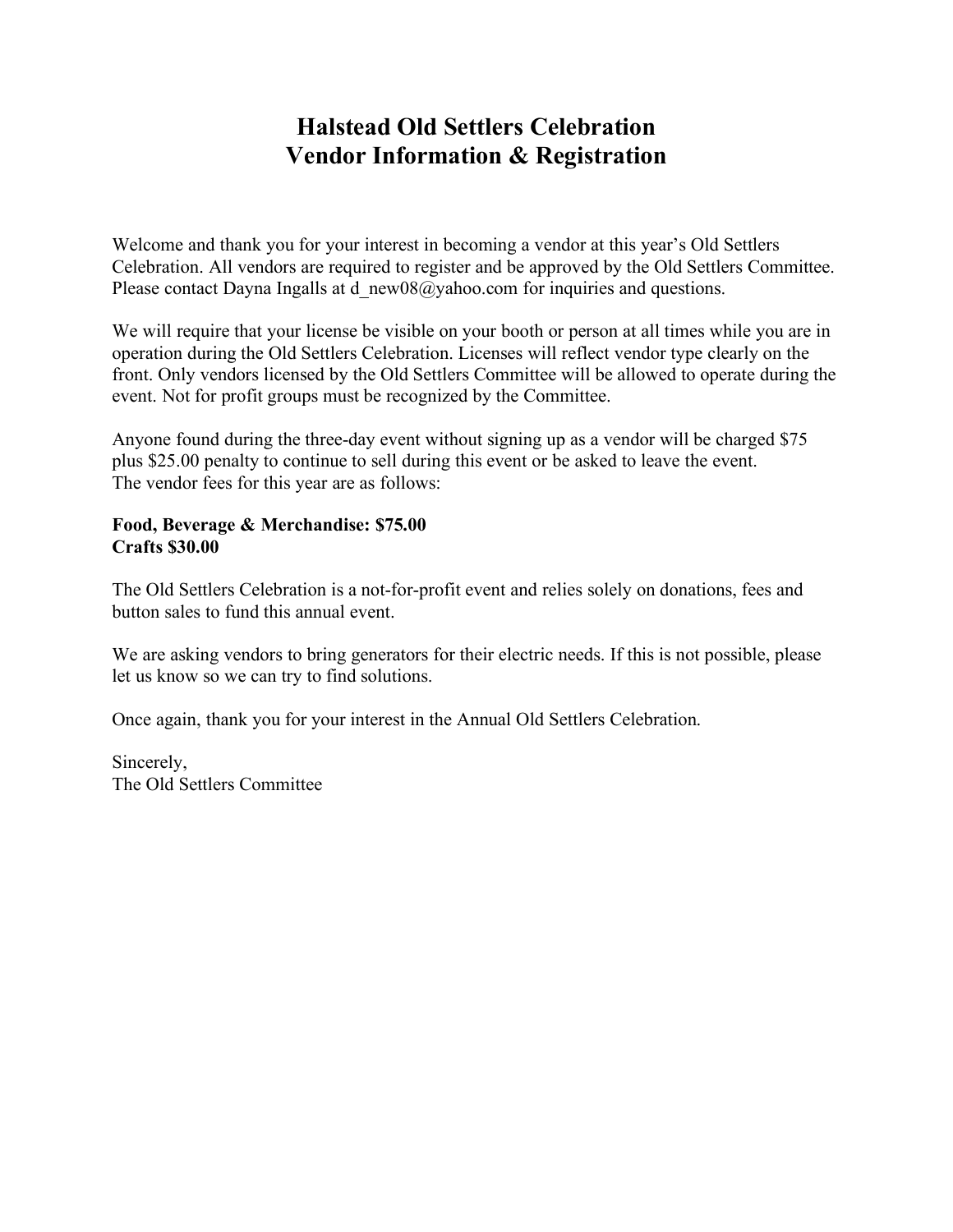# Halstead Old Settlers Celebration
# Vendor Information & Registration

Welcome and thank you for your interest in becoming a vendor at this year's Old Settlers Celebration. All vendors are required to register and be approved by the Old Settlers Committee. Please contact Dayna Ingalls at d_new08@yahoo.com for inquiries and questions.

We will require that your license be visible on your booth or person at all times while you are in operation during the Old Settlers Celebration. Licenses will reflect vendor type clearly on the front. Only vendors licensed by the Old Settlers Committee will be allowed to operate during the event. Not for profit groups must be recognized by the Committee.

Anyone found during the three-day event without signing up as a vendor will be charged $75 plus $25.00 penalty to continue to sell during this event or be asked to leave the event.
The vendor fees for this year are as follows:

**Food, Beverage & Merchandise: $75.00**
**Crafts $30.00**

The Old Settlers Celebration is a not-for-profit event and relies solely on donations, fees and button sales to fund this annual event.

We are asking vendors to bring generators for their electric needs. If this is not possible, please let us know so we can try to find solutions.

Once again, thank you for your interest in the Annual Old Settlers Celebration.

Sincerely,
The Old Settlers Committee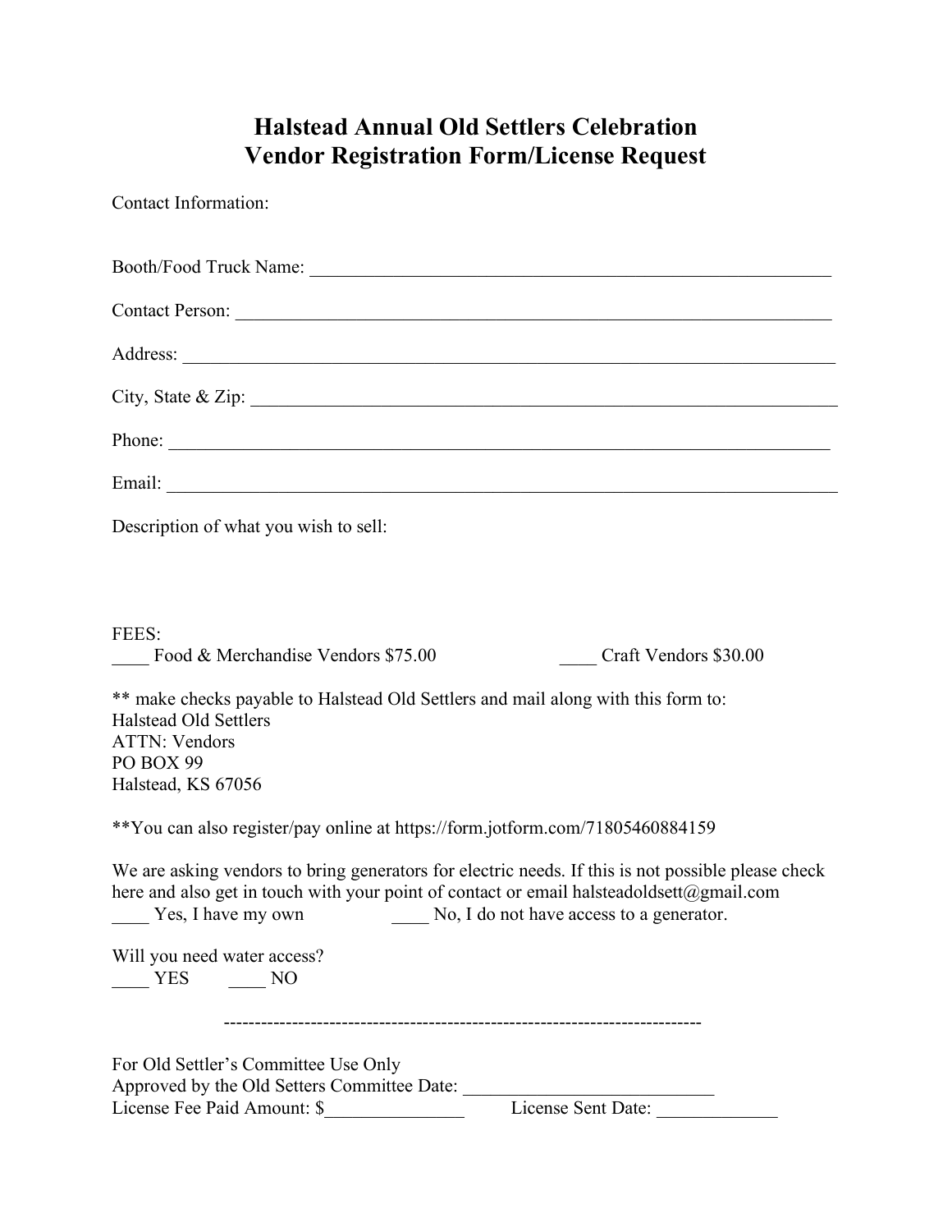# Halstead Annual Old Settlers Celebration
# Vendor Registration Form/License Request

Contact Information:

Booth/Food Truck Name: ___________________________________________________________

Contact Person: ___________________________________________________________________

Address: _________________________________________________________________________

City, State & Zip: _________________________________________________________________

Phone: __________________________________________________________________________

Email: ___________________________________________________________________________

Description of what you wish to sell:

FEES:
____ Food & Merchandise Vendors $75.00 ____ Craft Vendors $30.00

** make checks payable to Halstead Old Settlers and mail along with this form to:
Halstead Old Settlers
ATTN: Vendors
PO BOX 99
Halstead, KS 67056

**You can also register/pay online at https://form.jotform.com/71805460884159

We are asking vendors to bring generators for electric needs. If this is not possible please check here and also get in touch with your point of contact or email halsteadoldsett@gmail.com
____ Yes, I have my own ____ No, I do not have access to a generator.

Will you need water access?
____ YES ____ NO

-------------------------------------------------------------------------------

For Old Settler's Committee Use Only
Approved by the Old Setters Committee Date: ___________________________
License Fee Paid Amount: $_______________ License Sent Date: _____________